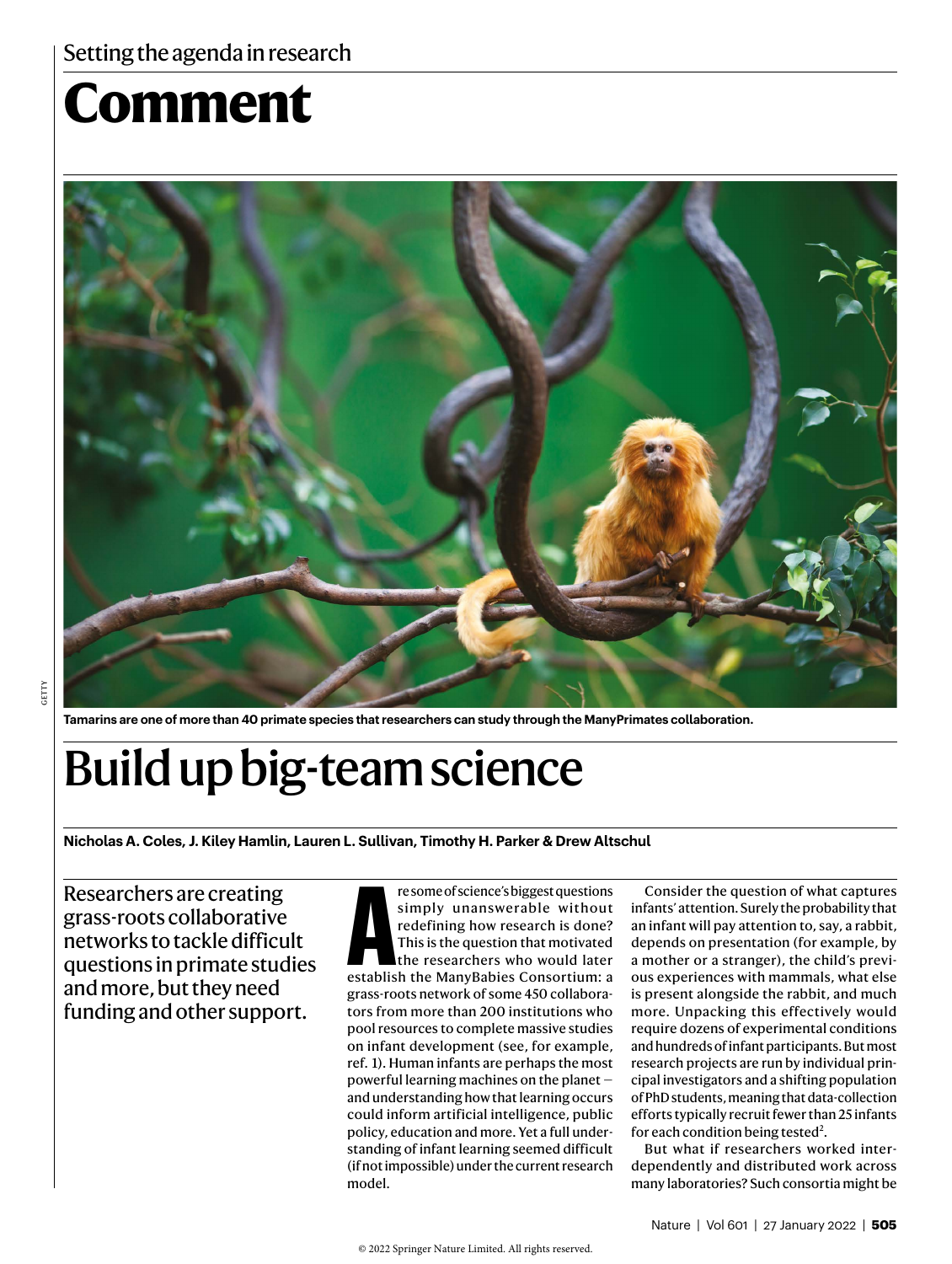Setting the agenda in research

# Comment

Tamarins are one of more than 40 primate species that researchers can study through the ManyPrimates collaboration.

# Build up big-team science

**Nicholas A. Coles, J. Kiley Hamlin, Lauren L. Sullivan, Timothy H. Parker & Drew Altschul**

Researchers are creating grass-roots collaborative networks to tackle difficult questions in primate studies and more, but they need funding and other support.

Are some of science's biggest questions simply unanswerable without redefining how research is done? This is the question that motivated the researchers who would later establish the ManyBabies Consortium: a grass-roots network of some 450 collaborators from more than 200 institutions who pool resources to complete massive studies on infant development (see, for example, ref. 1). Human infants are perhaps the most powerful learning machines on the planet — and understanding how that learning occurs could inform artificial intelligence, public policy, education and more. Yet a full understanding of infant learning seemed difficult (if not impossible) under the current research model.

Consider the question of what captures infants' attention. Surely the probability that an infant will pay attention to, say, a rabbit, depends on presentation (for example, by a mother or a stranger), the child's previous experiences with mammals, what else is present alongside the rabbit, and much more. Unpacking this effectively would require dozens of experimental conditions and hundreds of infant participants. But most research projects are run by individual principal investigators and a shifting population of PhD students, meaning that data-collection efforts typically recruit fewer than 25 infants for each condition being tested[2].

But what if researchers worked interdependently and distributed work across many laboratories? Such consortia might be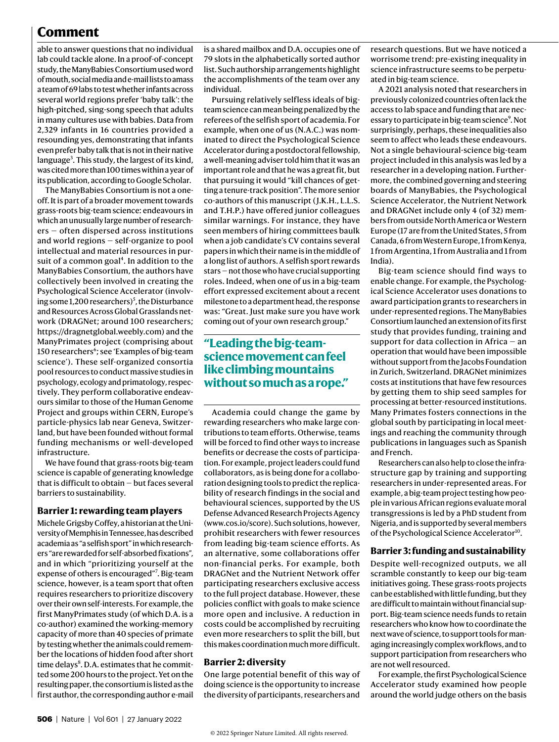able to answer questions that no individual lab could tackle alone. In a proof-of-concept study, the ManyBabies Consortium used word of mouth, social media and e-mail lists to amass a team of 69 labs to test whether infants across several world regions prefer 'baby talk': the high-pitched, sing-song speech that adults in many cultures use with babies. Data from 2,329 infants in 16 countries provided a resounding yes, demonstrating that infants even prefer baby talk that is not in their native language[3]. This study, the largest of its kind, was cited more than 100 times within a year of its publication, according to Google Scholar.

The ManyBabies Consortium is not a one-off. It is part of a broader movement towards grass-roots big-team science: endeavours in which an unusually large number of researchers — often dispersed across institutions and world regions — self-organize to pool intellectual and material resources in pursuit of a common goal[4]. In addition to the ManyBabies Consortium, the authors have collectively been involved in creating the Psychological Science Accelerator (involving some 1,200 researchers)[5], the Disturbance and Resources Across Global Grasslands network (DRAGNet; around 100 researchers; https://dragnetglobal.weebly.com) and the ManyPrimates project (comprising about 150 researchers[6]; see 'Examples of big-team science'). These self-organized consortia pool resources to conduct massive studies in psychology, ecology and primatology, respectively. They perform collaborative endeavours similar to those of the Human Genome Project and groups within CERN, Europe's particle-physics lab near Geneva, Switzerland, but have been founded without formal funding mechanisms or well-developed infrastructure.

We have found that grass-roots big-team science is capable of generating knowledge that is difficult to obtain — but faces several barriers to sustainability.

### Barrier 1: rewarding team players

Michele Grigsby Coffey, a historian at the University of Memphis in Tennessee, has described academia as "a selfish sport" in which researchers "are rewarded for self-absorbed fixations", and in which "prioritizing yourself at the expense of others is encouraged"[7]. Big-team science, however, is a team sport that often requires researchers to prioritize discovery over their own self-interests. For example, the first ManyPrimates study (of which D.A. is a co-author) examined the working-memory capacity of more than 40 species of primate by testing whether the animals could remember the locations of hidden food after short time delays[8]. D.A. estimates that he committed some 200 hours to the project. Yet on the resulting paper, the consortium is listed as the first author, the corresponding author e-mail is a shared mailbox and D.A. occupies one of 79 slots in the alphabetically sorted author list. Such authorship arrangements highlight the accomplishments of the team over any individual.

Pursuing relatively selfless ideals of big-team science can mean being penalized by the referees of the selfish sport of academia. For example, when one of us (N.A.C.) was nominated to direct the Psychological Science Accelerator during a postdoctoral fellowship, a well-meaning adviser told him that it was an important role and that he was a great fit, but that pursuing it would "kill chances of getting a tenure-track position". The more senior co-authors of this manuscript (J.K.H., L.L.S. and T.H.P.) have offered junior colleagues similar warnings. For instance, they have seen members of hiring committees baulk when a job candidate's CV contains several papers in which their name is in the middle of a long list of authors. A selfish sport rewards stars — not those who have crucial supporting roles. Indeed, when one of us in a big-team effort expressed excitement about a recent milestone to a department head, the response was: "Great. Just make sure you have work coming out of your own research group."

> **"Leading the big-team-science movement can feel like climbing mountains without so much as a rope."**

Academia could change the game by rewarding researchers who make large contributions to team efforts. Otherwise, teams will be forced to find other ways to increase benefits or decrease the costs of participation. For example, project leaders could fund collaborators, as is being done for a collaboration designing tools to predict the replicability of research findings in the social and behavioural sciences, supported by the US Defense Advanced Research Projects Agency (www.cos.io/score). Such solutions, however, prohibit researchers with fewer resources from leading big-team science efforts. As an alternative, some collaborations offer non-financial perks. For example, both DRAGNet and the Nutrient Network offer participating researchers exclusive access to the full project database. However, these policies conflict with goals to make science more open and inclusive. A reduction in costs could be accomplished by recruiting even more researchers to split the bill, but this makes coordination much more difficult.

### Barrier 2: diversity

One large potential benefit of this way of doing science is the opportunity to increase the diversity of participants, researchers and research questions. But we have noticed a worrisome trend: pre-existing inequality in science infrastructure seems to be perpetuated in big-team science.

A 2021 analysis noted that researchers in previously colonized countries often lack the access to lab space and funding that are necessary to participate in big-team science[9]. Not surprisingly, perhaps, these inequalities also seem to affect who leads these endeavours. Not a single behavioural-science big-team project included in this analysis was led by a researcher in a developing nation. Furthermore, the combined governing and steering boards of ManyBabies, the Psychological Science Accelerator, the Nutrient Network and DRAGNet include only 4 (of 32) members from outside North America or Western Europe (17 are from the United States, 5 from Canada, 6 from Western Europe, 1 from Kenya, 1 from Argentina, 1 from Australia and 1 from India).

Big-team science should find ways to enable change. For example, the Psychological Science Accelerator uses donations to award participation grants to researchers in under-represented regions. The ManyBabies Consortium launched an extension of its first study that provides funding, training and support for data collection in Africa — an operation that would have been impossible without support from the Jacobs Foundation in Zurich, Switzerland. DRAGNet minimizes costs at institutions that have few resources by getting them to ship seed samples for processing at better-resourced institutions. Many Primates fosters connections in the global south by participating in local meetings and reaching the community through publications in languages such as Spanish and French.

Researchers can also help to close the infrastructure gap by training and supporting researchers in under-represented areas. For example, a big-team project testing how people in various African regions evaluate moral transgressions is led by a PhD student from Nigeria, and is supported by several members of the Psychological Science Accelerator[10].

### Barrier 3: funding and sustainability

Despite well-recognized outputs, we all scramble constantly to keep our big-team initiatives going. These grass-roots projects can be established with little funding, but they are difficult to maintain without financial support. Big-team science needs funds to retain researchers who know how to coordinate the next wave of science, to support tools for managing increasingly complex workflows, and to support participation from researchers who are not well resourced.

For example, the first Psychological Science Accelerator study examined how people around the world judge others on the basis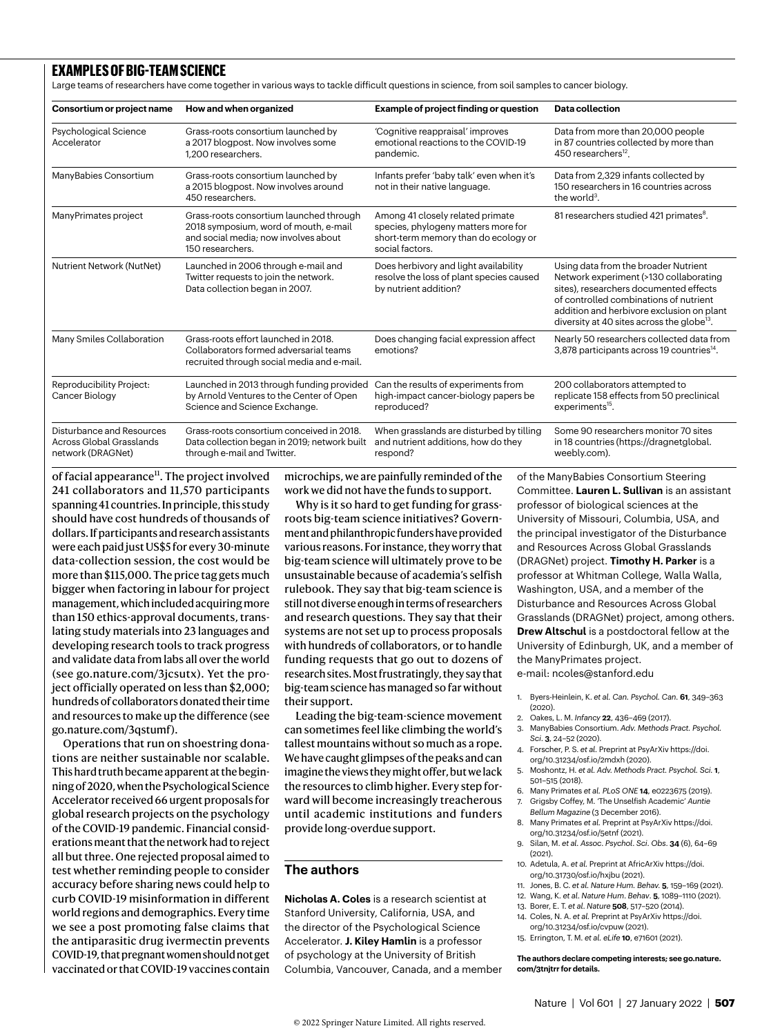## EXAMPLES OF BIG-TEAM SCIENCE

Large teams of researchers have come together in various ways to tackle difficult questions in science, from soil samples to cancer biology.

| Consortium or project name | How and when organized | Example of project finding or question | Data collection |
|---|---|---|---|
| Psychological Science Accelerator | Grass-roots consortium launched by a 2017 blogpost. Now involves some 1,200 researchers. | 'Cognitive reappraisal' improves emotional reactions to the COVID-19 pandemic. | Data from more than 20,000 people in 87 countries collected by more than 450 researchers[12]. |
| ManyBabies Consortium | Grass-roots consortium launched by a 2015 blogpost. Now involves around 450 researchers. | Infants prefer 'baby talk' even when it's not in their native language. | Data from 2,329 infants collected by 150 researchers in 16 countries across the world[3]. |
| ManyPrimates project | Grass-roots consortium launched through 2018 symposium, word of mouth, e-mail and social media; now involves about 150 researchers. | Among 41 closely related primate species, phylogeny matters more for short-term memory than do ecology or social factors. | 81 researchers studied 421 primates[8]. |
| Nutrient Network (NutNet) | Launched in 2006 through e-mail and Twitter requests to join the network. Data collection began in 2007. | Does herbivory and light availability resolve the loss of plant species caused by nutrient addition? | Using data from the broader Nutrient Network experiment (>130 collaborating sites), researchers documented effects of controlled combinations of nutrient addition and herbivore exclusion on plant diversity at 40 sites across the globe[13]. |
| Many Smiles Collaboration | Grass-roots effort launched in 2018. Collaborators formed adversarial teams recruited through social media and e-mail. | Does changing facial expression affect emotions? | Nearly 50 researchers collected data from 3,878 participants across 19 countries[14]. |
| Reproducibility Project: Cancer Biology | Launched in 2013 through funding provided by Arnold Ventures to the Center of Open Science and Science Exchange. | Can the results of experiments from high-impact cancer-biology papers be reproduced? | 200 collaborators attempted to replicate 158 effects from 50 preclinical experiments[15]. |
| Disturbance and Resources Across Global Grasslands network (DRAGNet) | Grass-roots consortium conceived in 2018. Data collection began in 2019; network built through e-mail and Twitter. | When grasslands are disturbed by tilling and nutrient additions, how do they respond? | Some 90 researchers monitor 70 sites in 18 countries (https://dragnetglobal.weebly.com). |

of facial appearance[11]. The project involved 241 collaborators and 11,570 participants spanning 41 countries. In principle, this study should have cost hundreds of thousands of dollars. If participants and research assistants were each paid just US$5 for every 30-minute data-collection session, the cost would be more than $115,000. The price tag gets much bigger when factoring in labour for project management, which included acquiring more than 150 ethics-approval documents, translating study materials into 23 languages and developing research tools to track progress and validate data from labs all over the world (see go.nature.com/3jcsutx). Yet the project officially operated on less than $2,000; hundreds of collaborators donated their time and resources to make up the difference (see go.nature.com/3qstumf).

Operations that run on shoestring donations are neither sustainable nor scalable. This hard truth became apparent at the beginning of 2020, when the Psychological Science Accelerator received 66 urgent proposals for global research projects on the psychology of the COVID-19 pandemic. Financial considerations meant that the network had to reject all but three. One rejected proposal aimed to test whether reminding people to consider accuracy before sharing news could help to curb COVID-19 misinformation in different world regions and demographics. Every time we see a post promoting false claims that the antiparasitic drug ivermectin prevents COVID-19, that pregnant women should not get vaccinated or that COVID-19 vaccines contain microchips, we are painfully reminded of the work we did not have the funds to support.

Why is it so hard to get funding for grass-roots big-team science initiatives? Government and philanthropic funders have provided various reasons. For instance, they worry that big-team science will ultimately prove to be unsustainable because of academia's selfish rulebook. They say that big-team science is still not diverse enough in terms of researchers and research questions. They say that their systems are not set up to process proposals with hundreds of collaborators, or to handle funding requests that go out to dozens of research sites. Most frustratingly, they say that big-team science has managed so far without their support.

Leading the big-team-science movement can sometimes feel like climbing the world's tallest mountains without so much as a rope. We have caught glimpses of the peaks and can imagine the views they might offer, but we lack the resources to climb higher. Every step forward will become increasingly treacherous until academic institutions and funders provide long-overdue support.

### The authors

**Nicholas A. Coles** is a research scientist at Stanford University, California, USA, and the director of the Psychological Science Accelerator. **J. Kiley Hamlin** is a professor of psychology at the University of British Columbia, Vancouver, Canada, and a member of the ManyBabies Consortium Steering Committee. **Lauren L. Sullivan** is an assistant professor of biological sciences at the University of Missouri, Columbia, USA, and the principal investigator of the Disturbance and Resources Across Global Grasslands (DRAGNet) project. **Timothy H. Parker** is a professor at Whitman College, Walla Walla, Washington, USA, and a member of the Disturbance and Resources Across Global Grasslands (DRAGNet) project, among others. **Drew Altschul** is a postdoctoral fellow at the University of Edinburgh, UK, and a member of the ManyPrimates project.
e-mail: ncoles@stanford.edu

1. Byers-Heinlein, K. *et al. Can. Psychol. Can.* **61**, 349–363 (2020).
2. Oakes, L. M. *Infancy* **22**, 436–469 (2017).
3. ManyBabies Consortium. *Adv. Methods Pract. Psychol. Sci.* **3**, 24–52 (2020).
4. Forscher, P. S. *et al.* Preprint at PsyArXiv https://doi.org/10.31234/osf.io/2mdxh (2020).
5. Moshontz, H. *et al. Adv. Methods Pract. Psychol. Sci.* **1**, 501–515 (2018).
6. Many Primates *et al. PLoS ONE* **14**, e0223675 (2019).
7. Grigsby Coffey, M. 'The Unselfish Academic' *Auntie Bellum Magazine* (3 December 2016).
8. Many Primates *et al.* Preprint at PsyArXiv https://doi.org/10.31234/osf.io/5etnf (2021).
9. Silan, M. *et al. Assoc. Psychol. Sci. Obs.* **34** (6), 64–69 (2021).
10. Adetula, A. *et al.* Preprint at AfricArXiv https://doi.org/10.31730/osf.io/hxjbu (2021).
11. Jones, B. C. *et al. Nature Hum. Behav.* **5**, 159–169 (2021).
12. Wang, K. *et al. Nature Hum. Behav.* **5**, 1089–1110 (2021).
13. Borer, E. T. *et al. Nature* **508**, 517–520 (2014).
14. Coles, N. A. *et al.* Preprint at PsyArXiv https://doi.org/10.31234/osf.io/cvpuw (2021).
15. Errington, T. M. *et al. eLife* **10**, e71601 (2021).

**The authors declare competing interests; see go.nature.com/3tnjtrr for details.**